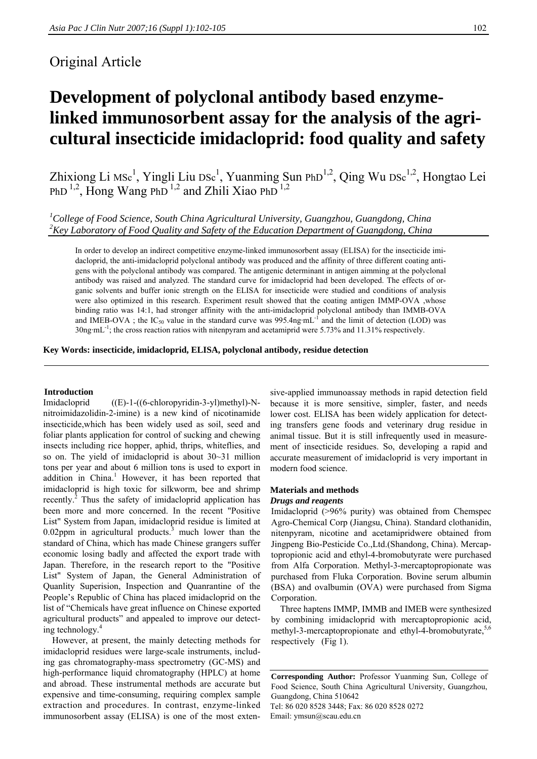Original Article

# Development of polyclonal antibody based enzyme-linked immunosorbent assay for the analysis of the agricultural insecticide imidacloprid: food quality and safety

Zhixiong Li MSc[1], Yingli Liu DSc[1], Yuanming Sun PhD[1,2], Qing Wu DSc[1,2], Hongtao Lei PhD [1,2], Hong Wang PhD [1,2] and Zhili Xiao PhD [1,2]

*[1]College of Food Science, South China Agricultural University, Guangzhou, Guangdong, China*
*[2]Key Laboratory of Food Quality and Safety of the Education Department of Guangdong, China*

In order to develop an indirect competitive enzyme-linked immunosorbent assay (ELISA) for the insecticide imidacloprid, the anti-imidacloprid polyclonal antibody was produced and the affinity of three different coating antigens with the polyclonal antibody was compared. The antigenic determinant in antigen aimming at the polyclonal antibody was raised and analyzed. The standard curve for imidacloprid had been developed. The effects of organic solvents and buffer ionic strength on the ELISA for insecticide were studied and conditions of analysis were also optimized in this research. Experiment result showed that the coating antigen IMMP-OVA ,whose binding ratio was 14:1, had stronger affinity with the anti-imidacloprid polyclonal antibody than IMMB-OVA and IMEB-OVA ; the $IC_{50}$ value in the standard curve was 995.4ng·mL$^{-1}$ and the limit of detection (LOD) was 30ng·mL$^{-1}$; the cross reaction ratios with nitenpyram and acetamiprid were 5.73% and 11.31% respectively.

**Key Words: insecticide, imidacloprid, ELISA, polyclonal antibody, residue detection**

## Introduction

Imidacloprid ((E)-1-((6-chloropyridin-3-yl)methyl)-N-nitroimidazolidin-2-imine) is a new kind of nicotinamide insecticide,which has been widely used as soil, seed and foliar plants application for control of sucking and chewing insects including rice hopper, aphid, thrips, whiteflies, and so on. The yield of imidacloprid is about 30~31 million tons per year and about 6 million tons is used to export in addition in China.[1] However, it has been reported that imidacloprid is high toxic for silkworm, bee and shrimp recently.[2] Thus the safety of imidacloprid application has been more and more concerned. In the recent "Positive List" System from Japan, imidacloprid residue is limited at 0.02ppm in agricultural products.[3] much lower than the standard of China, which has made Chinese grangers suffer economic losing badly and affected the export trade with Japan. Therefore, in the research report to the "Positive List" System of Japan, the General Administration of Quanlity Superision, Inspection and Quanrantine of the People's Republic of China has placed imidacloprid on the list of "Chemicals have great influence on Chinese exported agricultural products" and appealed to improve our detecting technology.[4]

However, at present, the mainly detecting methods for imidacloprid residues were large-scale instruments, including gas chromatography-mass spectrometry (GC-MS) and high-performance liquid chromatography (HPLC) at home and abroad. These instrumental methods are accurate but expensive and time-consuming, requiring complex sample extraction and procedures. In contrast, enzyme-linked immunosorbent assay (ELISA) is one of the most extensive-applied immunoassay methods in rapid detection field because it is more sensitive, simpler, faster, and needs lower cost. ELISA has been widely application for detecting transfers gene foods and veterinary drug residue in animal tissue. But it is still infrequently used in measurement of insecticide residues. So, developing a rapid and accurate measurement of imidacloprid is very important in modern food science.

## Materials and methods

### *Drugs and reagents*

Imidacloprid (>96% purity) was obtained from Chemspec Agro-Chemical Corp (Jiangsu, China). Standard clothanidin, nitenpyram, nicotine and acetamipridwere obtained from Jingpeng Bio-Pesticide Co.,Ltd.(Shandong, China). Mercaptopropionic acid and ethyl-4-bromobutyrate were purchased from Alfa Corporation. Methyl-3-mercaptopropionate was purchased from Fluka Corporation. Bovine serum albumin (BSA) and ovalbumin (OVA) were purchased from Sigma Corporation.

Three haptens IMMP, IMMB and IMEB were synthesized by combining imidacloprid with mercaptopropionic acid, methyl-3-mercaptopropionate and ethyl-4-bromobutyrate,[5,6] respectively (Fig 1).

**Corresponding Author:** Professor Yuanming Sun, College of Food Science, South China Agricultural University, Guangzhou, Guangdong, China 510642
Tel: 86 020 8528 3448; Fax: 86 020 8528 0272
Email: ymsun@scau.edu.cn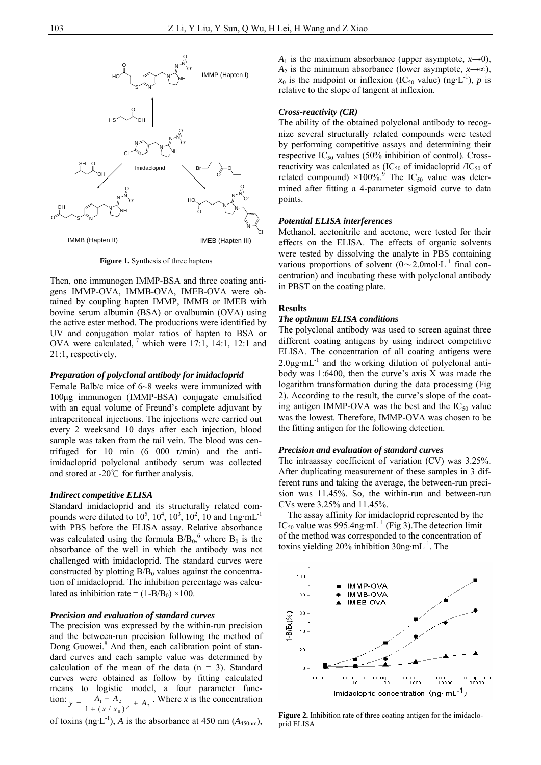Figure 1. Synthesis of three haptens

Then, one immunogen IMMP-BSA and three coating antigens IMMP-OVA, IMMB-OVA, IMEB-OVA were obtained by coupling hapten IMMP, IMMB or IMEB with bovine serum albumin (BSA) or ovalbumin (OVA) using the active ester method. The productions were identified by UV and conjugation molar ratios of hapten to BSA or OVA were calculated, [7] which were 17:1, 14:1, 12:1 and 21:1, respectively.

### *Preparation of polyclonal antibody for imidacloprid*

Female Balb/c mice of 6~8 weeks were immunized with 100μg immunogen (IMMP-BSA) conjugate emulsified with an equal volume of Freund's complete adjuvant by intraperitoneal injections. The injections were carried out every 2 weeksand 10 days after each injection, blood sample was taken from the tail vein. The blood was centrifuged for 10 min (6 000 r/min) and the anti-imidacloprid polyclonal antibody serum was collected and stored at -20℃ for further analysis.

### *Indirect competitive ELISA*

Standard imidacloprid and its structurally related compounds were diluted to $10^5$, $10^4$, $10^3$, $10^2$, 10 and 1ng·mL$^{-1}$ with PBS before the ELISA assay. Relative absorbance was calculated using the formula $B/B_0$,[6] where $B_0$ is the absorbance of the well in which the antibody was not challenged with imidacloprid. The standard curves were constructed by plotting $B/B_0$ values against the concentration of imidacloprid. The inhibition percentage was calculated as inhibition rate = $(1\text{-}B/B_0) \times 100$.

### *Precision and evaluation of standard curves*

The precision was expressed by the within-run precision and the between-run precision following the method of Dong Guowei.[8] And then, each calibration point of standard curves and each sample value was determined by calculation of the mean of the data (n = 3). Standard curves were obtained as follow by fitting calculated means to logistic model, a four parameter function: $y = \dfrac{A_1 - A_2}{1 + (x/x_0)^p} + A_2$. Where $x$ is the concentration of toxins (ng·L$^{-1}$), $A$ is the absorbance at 450 nm ($A_{450nm}$), $A_1$ is the maximum absorbance (upper asymptote, $x \to 0$), $A_2$ is the minimum absorbance (lower asymptote, $x \to \infty$), $x_0$ is the midpoint or inflexion ($IC_{50}$ value) (ng·L$^{-1}$), $p$ is relative to the slope of tangent at inflexion.

### *Cross-reactivity (CR)*

The ability of the obtained polyclonal antibody to recognize several structurally related compounds were tested by performing competitive assays and determining their respective $IC_{50}$ values (50% inhibition of control). Cross-reactivity was calculated as ($IC_{50}$ of imidacloprid /$IC_{50}$ of related compound) ×100%.[9] The $IC_{50}$ value was determined after fitting a 4-parameter sigmoid curve to data points.

### *Potential ELISA interferences*

Methanol, acetonitrile and acetone, were tested for their effects on the ELISA. The effects of organic solvents were tested by dissolving the analyte in PBS containing various proportions of solvent (0～2.0mol·L$^{-1}$ final concentration) and incubating these with polyclonal antibody in PBST on the coating plate.

## Results

### *The optimum ELISA conditions*

The polyclonal antibody was used to screen against three different coating antigens by using indirect competitive ELISA. The concentration of all coating antigens were 2.0μg·mL$^{-1}$ and the working dilution of polyclonal antibody was 1:6400, then the curve's axis X was made the logarithm transformation during the data processing (Fig 2). According to the result, the curve's slope of the coating antigen IMMP-OVA was the best and the $IC_{50}$ value was the lowest. Therefore, IMMP-OVA was chosen to be the fitting antigen for the following detection.

### *Precision and evaluation of standard curves*

The intraassay coefficient of variation (CV) was 3.25%. After duplicating measurement of these samples in 3 different runs and taking the average, the between-run precision was 11.45%. So, the within-run and between-run CVs were 3.25% and 11.45%.

The assay affinity for imidacloprid represented by the $IC_{50}$ value was 995.4ng·mL$^{-1}$ (Fig 3).The detection limit of the method was corresponded to the concentration of toxins yielding 20% inhibition 30ng·mL$^{-1}$. The

Figure 2. Inhibition rate of three coating antigen for the imidacloprid ELISA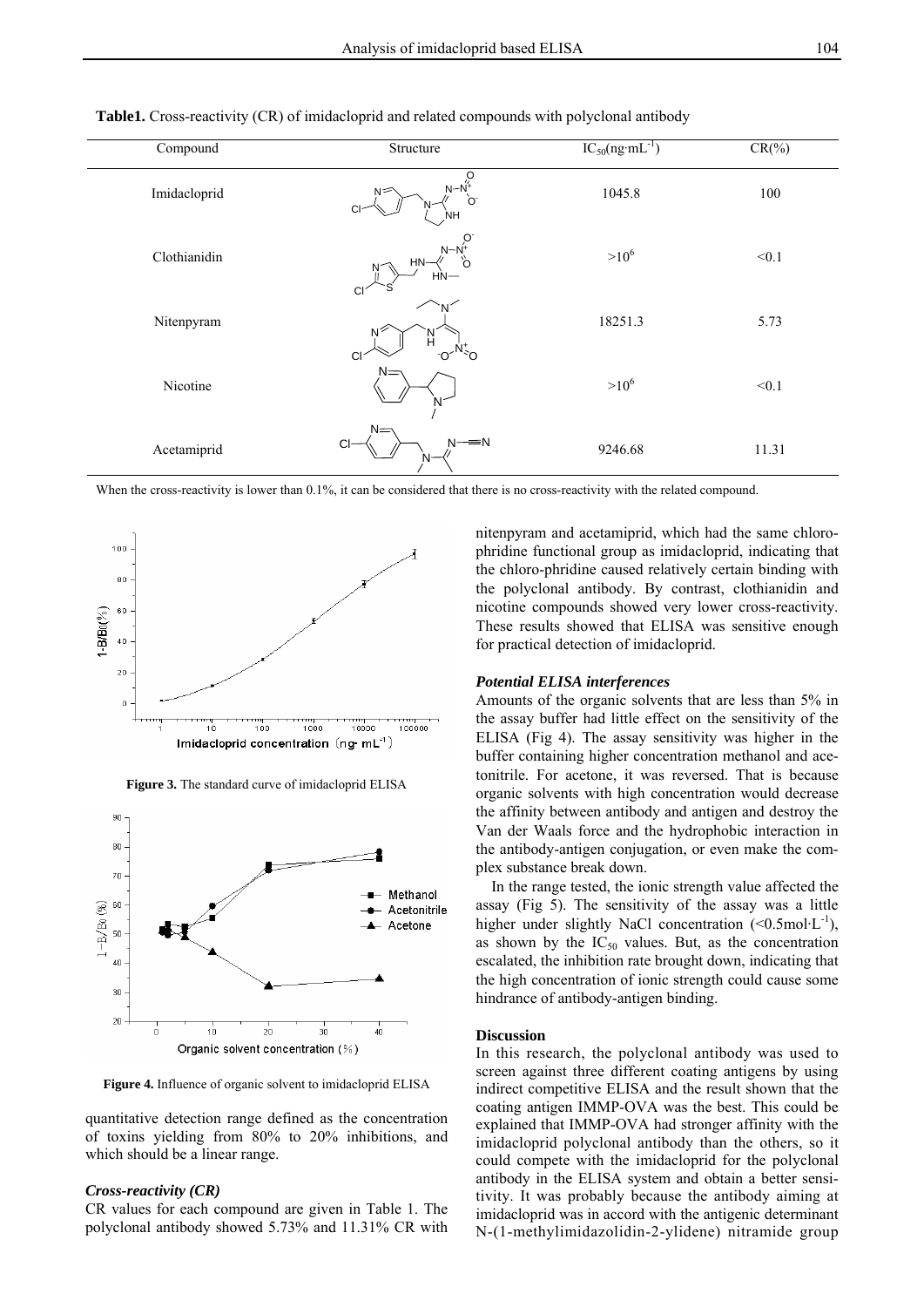**Table1.** Cross-reactivity (CR) of imidacloprid and related compounds with polyclonal antibody

| Compound | Structure | $IC_{50}$(ng·mL$^{-1}$) | CR(%) |
|---|---|---|---|
| Imidacloprid | | 1045.8 | 100 |
| Clothianidin | | $>10^6$ | <0.1 |
| Nitenpyram | | 18251.3 | 5.73 |
| Nicotine | | $>10^6$ | <0.1 |
| Acetamiprid | | 9246.68 | 11.31 |

When the cross-reactivity is lower than 0.1%, it can be considered that there is no cross-reactivity with the related compound.

**Figure 3.** The standard curve of imidacloprid ELISA

**Figure 4.** Influence of organic solvent to imidacloprid ELISA

quantitative detection range defined as the concentration of toxins yielding from 80% to 20% inhibitions, and which should be a linear range.

### *Cross-reactivity (CR)*

CR values for each compound are given in Table 1. The polyclonal antibody showed 5.73% and 11.31% CR with nitenpyram and acetamiprid, which had the same chloro-phridine functional group as imidacloprid, indicating that the chloro-phridine caused relatively certain binding with the polyclonal antibody. By contrast, clothianidin and nicotine compounds showed very lower cross-reactivity. These results showed that ELISA was sensitive enough for practical detection of imidacloprid.

### *Potential ELISA interferences*

Amounts of the organic solvents that are less than 5% in the assay buffer had little effect on the sensitivity of the ELISA (Fig 4). The assay sensitivity was higher in the buffer containing higher concentration methanol and acetonitrile. For acetone, it was reversed. That is because organic solvents with high concentration would decrease the affinity between antibody and antigen and destroy the Van der Waals force and the hydrophobic interaction in the antibody-antigen conjugation, or even make the complex substance break down.

In the range tested, the ionic strength value affected the assay (Fig 5). The sensitivity of the assay was a little higher under slightly NaCl concentration (<0.5mol·L$^{-1}$), as shown by the $IC_{50}$ values. But, as the concentration escalated, the inhibition rate brought down, indicating that the high concentration of ionic strength could cause some hindrance of antibody-antigen binding.

## Discussion

In this research, the polyclonal antibody was used to screen against three different coating antigens by using indirect competitive ELISA and the result shown that the coating antigen IMMP-OVA was the best. This could be explained that IMMP-OVA had stronger affinity with the imidacloprid polyclonal antibody than the others, so it could compete with the imidacloprid for the polyclonal antibody in the ELISA system and obtain a better sensitivity. It was probably because the antibody aiming at imidacloprid was in accord with the antigenic determinant N-(1-methylimidazolidin-2-ylidene) nitramide group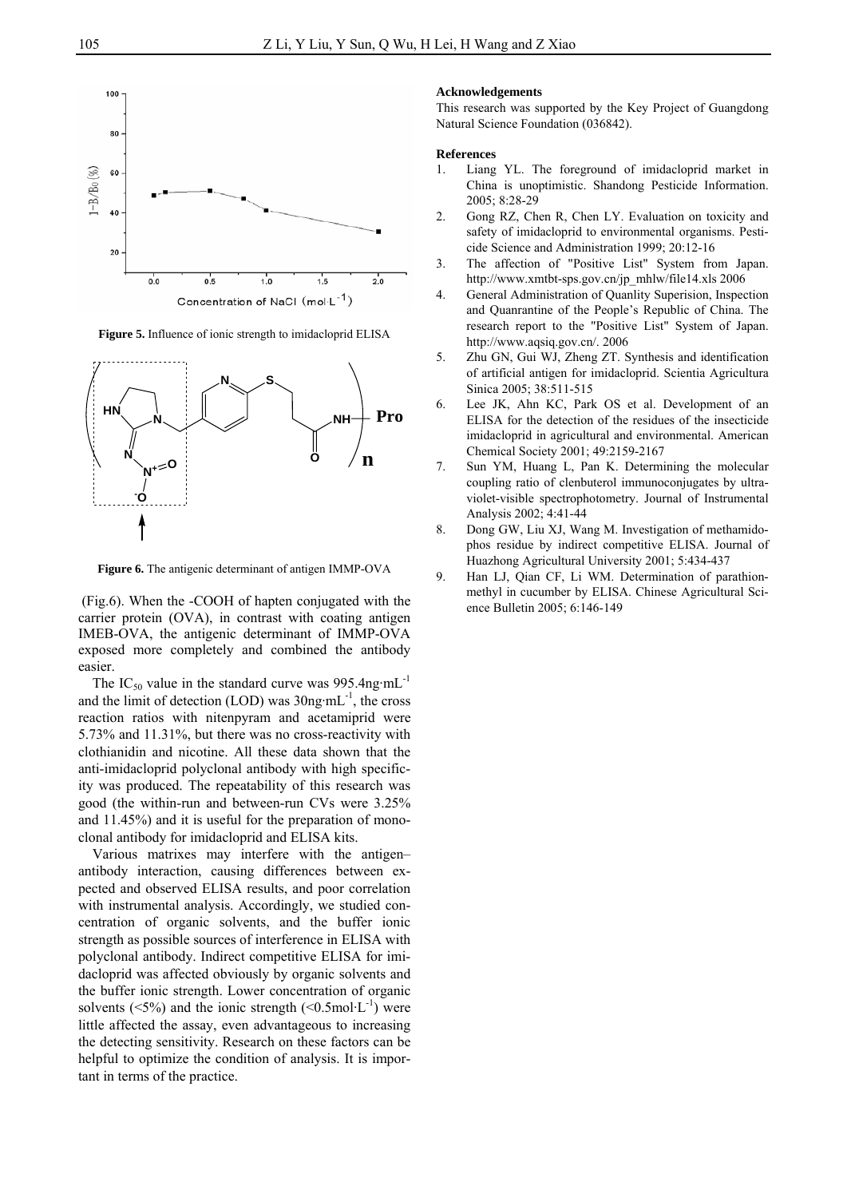100

80

60

1−B/B0 (%)

40

20

0.0 0.5 1.0 1.5 2.0

Concentration of NaCl ($mol \cdot L^{-1}$)

**Figure 5.** Influence of ionic strength to imidacloprid ELISA

HN N N S NH Pro N $N^+$ O $^-$O O n

**Figure 6.** The antigenic determinant of antigen IMMP-OVA

(Fig.6). When the -COOH of hapten conjugated with the carrier protein (OVA), in contrast with coating antigen IMEB-OVA, the antigenic determinant of IMMP-OVA exposed more completely and combined the antibody easier.

The $IC_{50}$ value in the standard curve was $995.4 ng \cdot mL^{-1}$ and the limit of detection (LOD) was $30 ng \cdot mL^{-1}$, the cross reaction ratios with nitenpyram and acetamiprid were 5.73% and 11.31%, but there was no cross-reactivity with clothianidin and nicotine. All these data shown that the anti-imidacloprid polyclonal antibody with high specificity was produced. The repeatability of this research was good (the within-run and between-run CVs were 3.25% and 11.45%) and it is useful for the preparation of monoclonal antibody for imidacloprid and ELISA kits.

Various matrixes may interfere with the antigen–antibody interaction, causing differences between expected and observed ELISA results, and poor correlation with instrumental analysis. Accordingly, we studied concentration of organic solvents, and the buffer ionic strength as possible sources of interference in ELISA with polyclonal antibody. Indirect competitive ELISA for imidacloprid was affected obviously by organic solvents and the buffer ionic strength. Lower concentration of organic solvents (<5%) and the ionic strength ($<0.5 mol \cdot L^{-1}$) were little affected the assay, even advantageous to increasing the detecting sensitivity. Research on these factors can be helpful to optimize the condition of analysis. It is important in terms of the practice.

#### Acknowledgements

This research was supported by the Key Project of Guangdong Natural Science Foundation (036842).

#### References

1. Liang YL. The foreground of imidacloprid market in China is unoptimistic. Shandong Pesticide Information. 2005; 8:28-29
2. Gong RZ, Chen R, Chen LY. Evaluation on toxicity and safety of imidacloprid to environmental organisms. Pesticide Science and Administration 1999; 20:12-16
3. The affection of "Positive List" System from Japan. http://www.xmtbt-sps.gov.cn/jp_mhlw/file14.xls 2006
4. General Administration of Quanlity Superision, Inspection and Quanrantine of the People's Republic of China. The research report to the "Positive List" System of Japan. http://www.aqsiq.gov.cn/. 2006
5. Zhu GN, Gui WJ, Zheng ZT. Synthesis and identification of artificial antigen for imidacloprid. Scientia Agricultura Sinica 2005; 38:511-515
6. Lee JK, Ahn KC, Park OS et al. Development of an ELISA for the detection of the residues of the insecticide imidacloprid in agricultural and environmental. American Chemical Society 2001; 49:2159-2167
7. Sun YM, Huang L, Pan K. Determining the molecular coupling ratio of clenbuterol immunoconjugates by ultraviolet-visible spectrophotometry. Journal of Instrumental Analysis 2002; 4:41-44
8. Dong GW, Liu XJ, Wang M. Investigation of methamidophos residue by indirect competitive ELISA. Journal of Huazhong Agricultural University 2001; 5:434-437
9. Han LJ, Qian CF, Li WM. Determination of parathion-methyl in cucumber by ELISA. Chinese Agricultural Science Bulletin 2005; 6:146-149